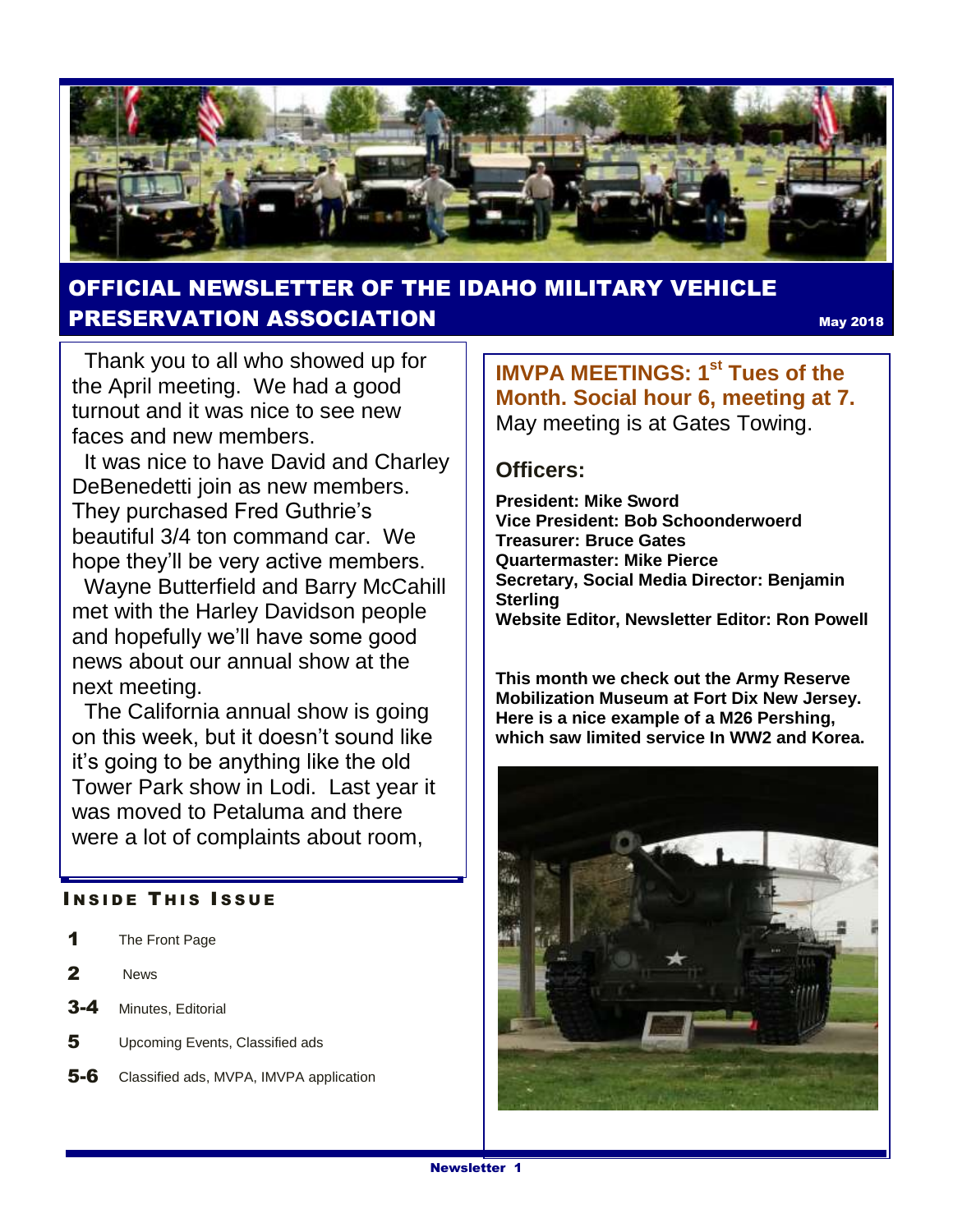# OFFICIAL NEWSLETTER OF THE IDAHO MILITARY VEHICLE PRESERVATION ASSOCIATION

**May 2018**

Thank you to all who showed up for the April meeting. We had a good turnout and it was nice to see new faces and new members.

It was nice to have David and Charley DeBenedetti join as new members. They purchased Fred Guthrie's beautiful 3/4 ton command car. We hope they'll be very active members.

Wayne Butterfield and Barry McCahill met with the Harley Davidson people and hopefully we'll have some good news about our annual show at the next meeting.

The California annual show is going on this week, but it doesn't sound like it's going to be anything like the old Tower Park show in Lodi. Last year it was moved to Petaluma and there were a lot of complaints about room,

## INSIDE THIS ISSUE

| | |
|---|---|
| **1** | The Front Page |
| **2** | News |
| **3-4** | Minutes, Editorial |
| **5** | Upcoming Events, Classified ads |
| **5-6** | Classified ads, MVPA, IMVPA application |

## IMVPA MEETINGS: 1st Tues of the Month. Social hour 6, meeting at 7.

May meeting is at Gates Towing.

## Officers:

**President: Mike Sword**
**Vice President: Bob Schoonderwoerd**
**Treasurer: Bruce Gates**
**Quartermaster: Mike Pierce**
**Secretary, Social Media Director: Benjamin Sterling**
**Website Editor, Newsletter Editor: Ron Powell**

**This month we check out the Army Reserve Mobilization Museum at Fort Dix New Jersey. Here is a nice example of a M26 Pershing, which saw limited service In WW2 and Korea.**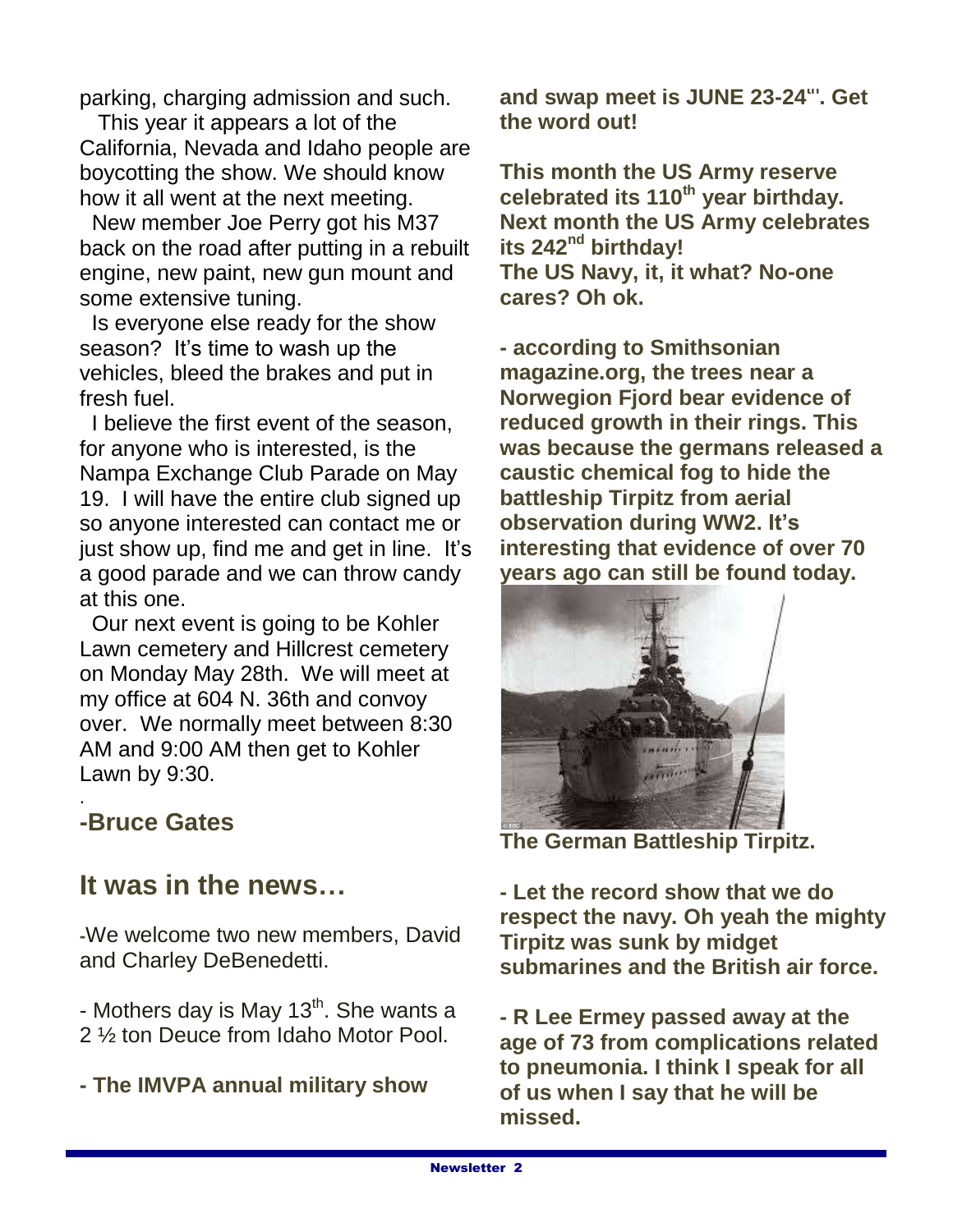parking, charging admission and such.

This year it appears a lot of the California, Nevada and Idaho people are boycotting the show. We should know how it all went at the next meeting.

New member Joe Perry got his M37 back on the road after putting in a rebuilt engine, new paint, new gun mount and some extensive tuning.

Is everyone else ready for the show season? It's time to wash up the vehicles, bleed the brakes and put in fresh fuel.

I believe the first event of the season, for anyone who is interested, is the Nampa Exchange Club Parade on May 19. I will have the entire club signed up so anyone interested can contact me or just show up, find me and get in line. It's a good parade and we can throw candy at this one.

Our next event is going to be Kohler Lawn cemetery and Hillcrest cemetery on Monday May 28th. We will meet at my office at 604 N. 36th and convoy over. We normally meet between 8:30 AM and 9:00 AM then get to Kohler Lawn by 9:30.

.

**-Bruce Gates**

## It was in the news…

-We welcome two new members, David and Charley DeBenedetti.

- Mothers day is May 13th. She wants a 2 ½ ton Deuce from Idaho Motor Pool.

**- The IMVPA annual military show and swap meet is JUNE 23-24th. Get the word out!**

**This month the US Army reserve celebrated its 110th year birthday. Next month the US Army celebrates its 242nd birthday!**
**The US Navy, it, it what? No-one cares? Oh ok.**

**- according to Smithsonian magazine.org, the trees near a Norwegion Fjord bear evidence of reduced growth in their rings. This was because the germans released a caustic chemical fog to hide the battleship Tirpitz from aerial observation during WW2. It's interesting that evidence of over 70 years ago can still be found today.**

**The German Battleship Tirpitz.**

**- Let the record show that we do respect the navy. Oh yeah the mighty Tirpitz was sunk by midget submarines and the British air force.**

**- R Lee Ermey passed away at the age of 73 from complications related to pneumonia. I think I speak for all of us when I say that he will be missed.**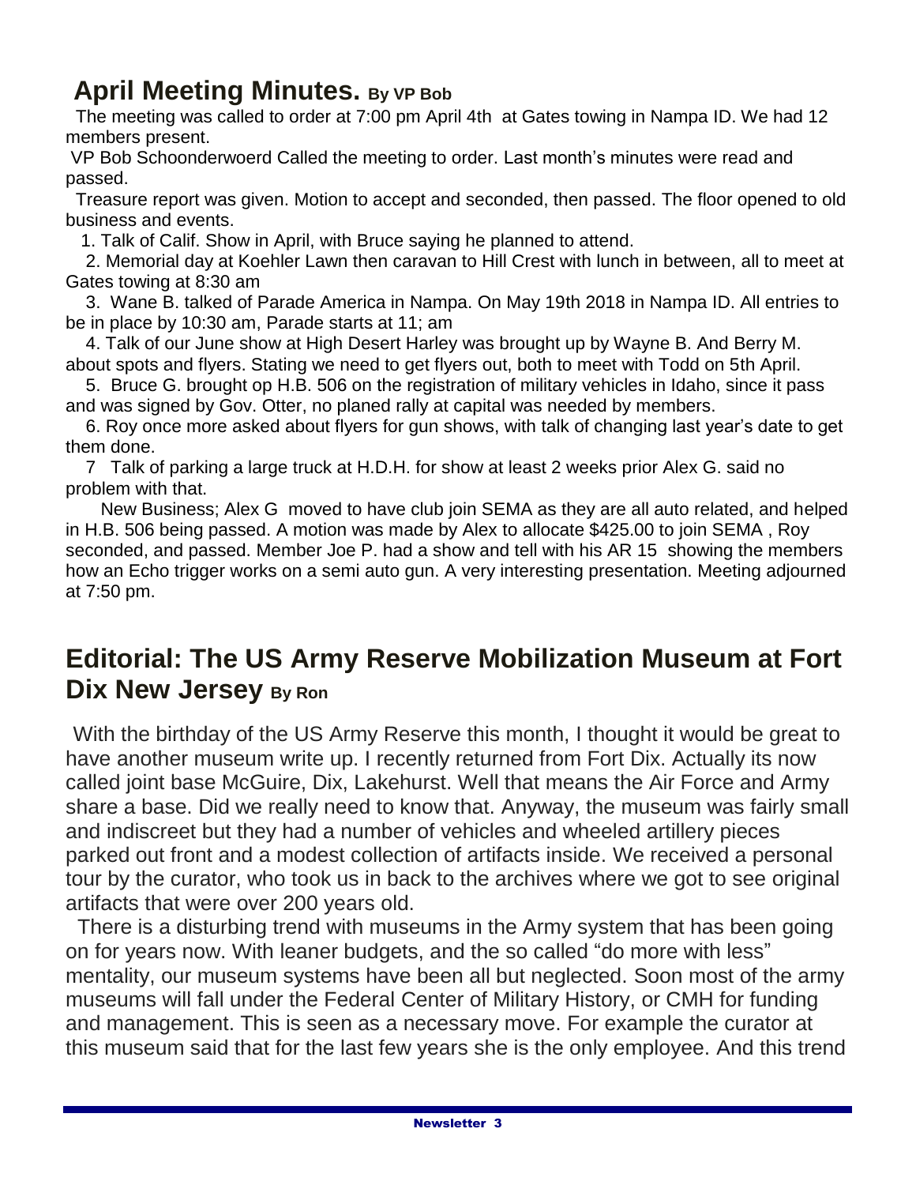## April Meeting Minutes. By VP Bob

The meeting was called to order at 7:00 pm April 4th at Gates towing in Nampa ID. We had 12 members present.

VP Bob Schoonderwoerd Called the meeting to order. Last month's minutes were read and passed.

Treasure report was given. Motion to accept and seconded, then passed. The floor opened to old business and events.

1. Talk of Calif. Show in April, with Bruce saying he planned to attend.
2. Memorial day at Koehler Lawn then caravan to Hill Crest with lunch in between, all to meet at Gates towing at 8:30 am
3. Wane B. talked of Parade America in Nampa. On May 19th 2018 in Nampa ID. All entries to be in place by 10:30 am, Parade starts at 11; am
4. Talk of our June show at High Desert Harley was brought up by Wayne B. And Berry M. about spots and flyers. Stating we need to get flyers out, both to meet with Todd on 5th April.
5. Bruce G. brought op H.B. 506 on the registration of military vehicles in Idaho, since it pass and was signed by Gov. Otter, no planed rally at capital was needed by members.
6. Roy once more asked about flyers for gun shows, with talk of changing last year's date to get them done.
7. Talk of parking a large truck at H.D.H. for show at least 2 weeks prior Alex G. said no problem with that.

New Business; Alex G moved to have club join SEMA as they are all auto related, and helped in H.B. 506 being passed. A motion was made by Alex to allocate $425.00 to join SEMA , Roy seconded, and passed. Member Joe P. had a show and tell with his AR 15 showing the members how an Echo trigger works on a semi auto gun. A very interesting presentation. Meeting adjourned at 7:50 pm.

## Editorial: The US Army Reserve Mobilization Museum at Fort Dix New Jersey By Ron

With the birthday of the US Army Reserve this month, I thought it would be great to have another museum write up. I recently returned from Fort Dix. Actually its now called joint base McGuire, Dix, Lakehurst. Well that means the Air Force and Army share a base. Did we really need to know that. Anyway, the museum was fairly small and indiscreet but they had a number of vehicles and wheeled artillery pieces parked out front and a modest collection of artifacts inside. We received a personal tour by the curator, who took us in back to the archives where we got to see original artifacts that were over 200 years old.

There is a disturbing trend with museums in the Army system that has been going on for years now. With leaner budgets, and the so called "do more with less" mentality, our museum systems have been all but neglected. Soon most of the army museums will fall under the Federal Center of Military History, or CMH for funding and management. This is seen as a necessary move. For example the curator at this museum said that for the last few years she is the only employee. And this trend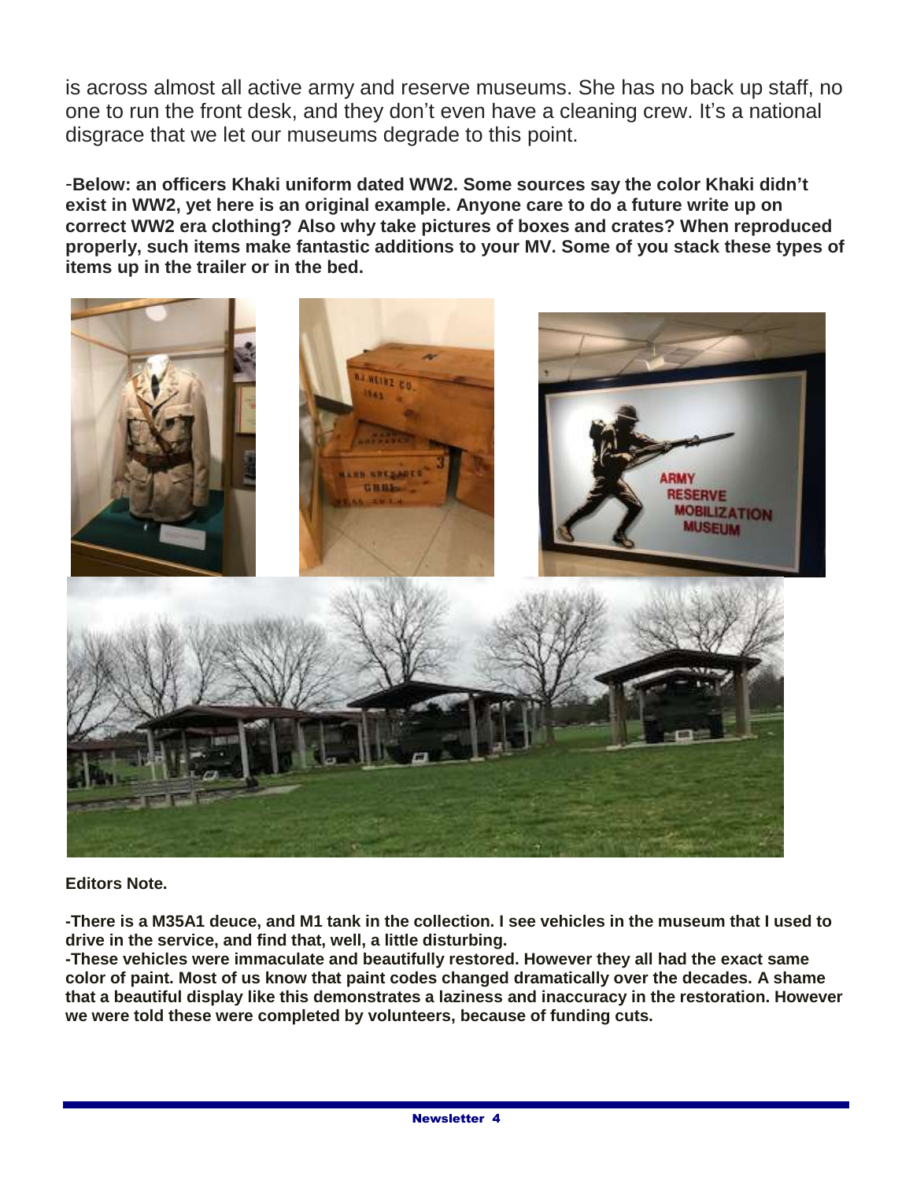is across almost all active army and reserve museums. She has no back up staff, no one to run the front desk, and they don't even have a cleaning crew. It's a national disgrace that we let our museums degrade to this point.

-**Below: an officers Khaki uniform dated WW2. Some sources say the color Khaki didn't exist in WW2, yet here is an original example. Anyone care to do a future write up on correct WW2 era clothing? Also why take pictures of boxes and crates? When reproduced properly, such items make fantastic additions to your MV. Some of you stack these types of items up in the trailer or in the bed.**

**Editors Note.**

**-There is a M35A1 deuce, and M1 tank in the collection. I see vehicles in the museum that I used to drive in the service, and find that, well, a little disturbing.**
**-These vehicles were immaculate and beautifully restored. However they all had the exact same color of paint. Most of us know that paint codes changed dramatically over the decades. A shame that a beautiful display like this demonstrates a laziness and inaccuracy in the restoration. However we were told these were completed by volunteers, because of funding cuts.**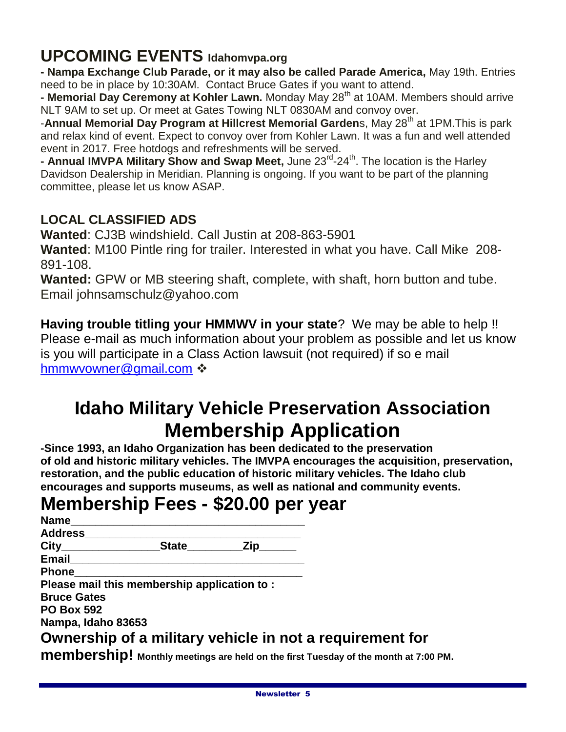## UPCOMING EVENTS Idahomvpa.org

**- Nampa Exchange Club Parade, or it may also be called Parade America,** May 19th. Entries need to be in place by 10:30AM. Contact Bruce Gates if you want to attend.

**- Memorial Day Ceremony at Kohler Lawn.** Monday May 28th at 10AM. Members should arrive NLT 9AM to set up. Or meet at Gates Towing NLT 0830AM and convoy over.

-**Annual Memorial Day Program at Hillcrest Memorial Garden**s, May 28th at 1PM.This is park and relax kind of event. Expect to convoy over from Kohler Lawn. It was a fun and well attended event in 2017. Free hotdogs and refreshments will be served.

**- Annual IMVPA Military Show and Swap Meet,** June 23rd-24th. The location is the Harley Davidson Dealership in Meridian. Planning is ongoing. If you want to be part of the planning committee, please let us know ASAP.

### LOCAL CLASSIFIED ADS

**Wanted**: CJ3B windshield. Call Justin at 208-863-5901

**Wanted**: M100 Pintle ring for trailer. Interested in what you have. Call Mike 208-891-108.

**Wanted:** GPW or MB steering shaft, complete, with shaft, horn button and tube. Email johnsamschulz@yahoo.com

**Having trouble titling your HMMWV in your state**? We may be able to help !! Please e-mail as much information about your problem as possible and let us know is you will participate in a Class Action lawsuit (not required) if so e mail hmmwvowner@gmail.com ❖

# Idaho Military Vehicle Preservation Association Membership Application

**-Since 1993, an Idaho Organization has been dedicated to the preservation of old and historic military vehicles. The IMVPA encourages the acquisition, preservation, restoration, and the public education of historic military vehicles. The Idaho club encourages and supports museums, as well as national and community events.**

# Membership Fees - $20.00 per year

**Name**______________________________________

**Address**____________________________________

**City**_______________**State**_________**Zip**______

**Email**______________________________________

**Phone**______________________________________

**Please mail this membership application to :**
**Bruce Gates**
**PO Box 592**
**Nampa, Idaho 83653**

## Ownership of a military vehicle in not a requirement for membership! 

**Monthly meetings are held on the first Tuesday of the month at 7:00 PM.**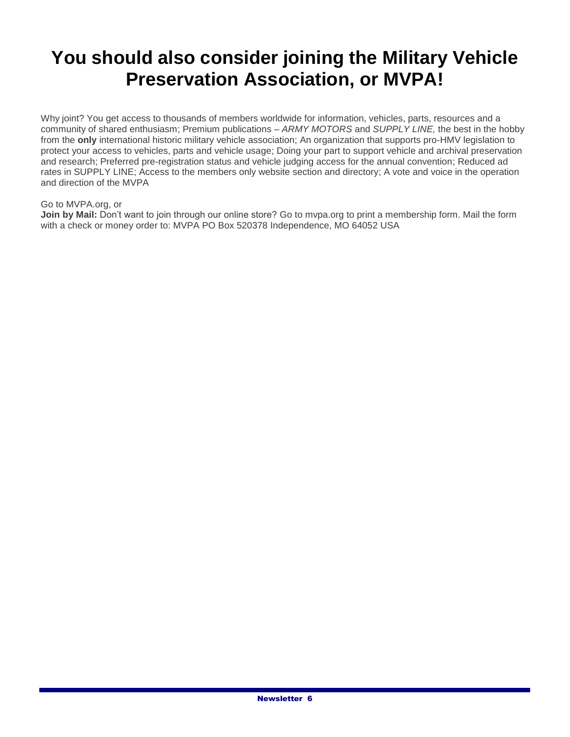# You should also consider joining the Military Vehicle Preservation Association, or MVPA!

Why joint? You get access to thousands of members worldwide for information, vehicles, parts, resources and a community of shared enthusiasm; Premium publications – *ARMY MOTORS* and *SUPPLY LINE,* the best in the hobby from the **only** international historic military vehicle association; An organization that supports pro-HMV legislation to protect your access to vehicles, parts and vehicle usage; Doing your part to support vehicle and archival preservation and research; Preferred pre-registration status and vehicle judging access for the annual convention; Reduced ad rates in SUPPLY LINE; Access to the members only website section and directory; A vote and voice in the operation and direction of the MVPA

Go to MVPA.org, or
**Join by Mail:** Don't want to join through our online store? Go to mvpa.org to print a membership form. Mail the form with a check or money order to: MVPA PO Box 520378 Independence, MO 64052 USA